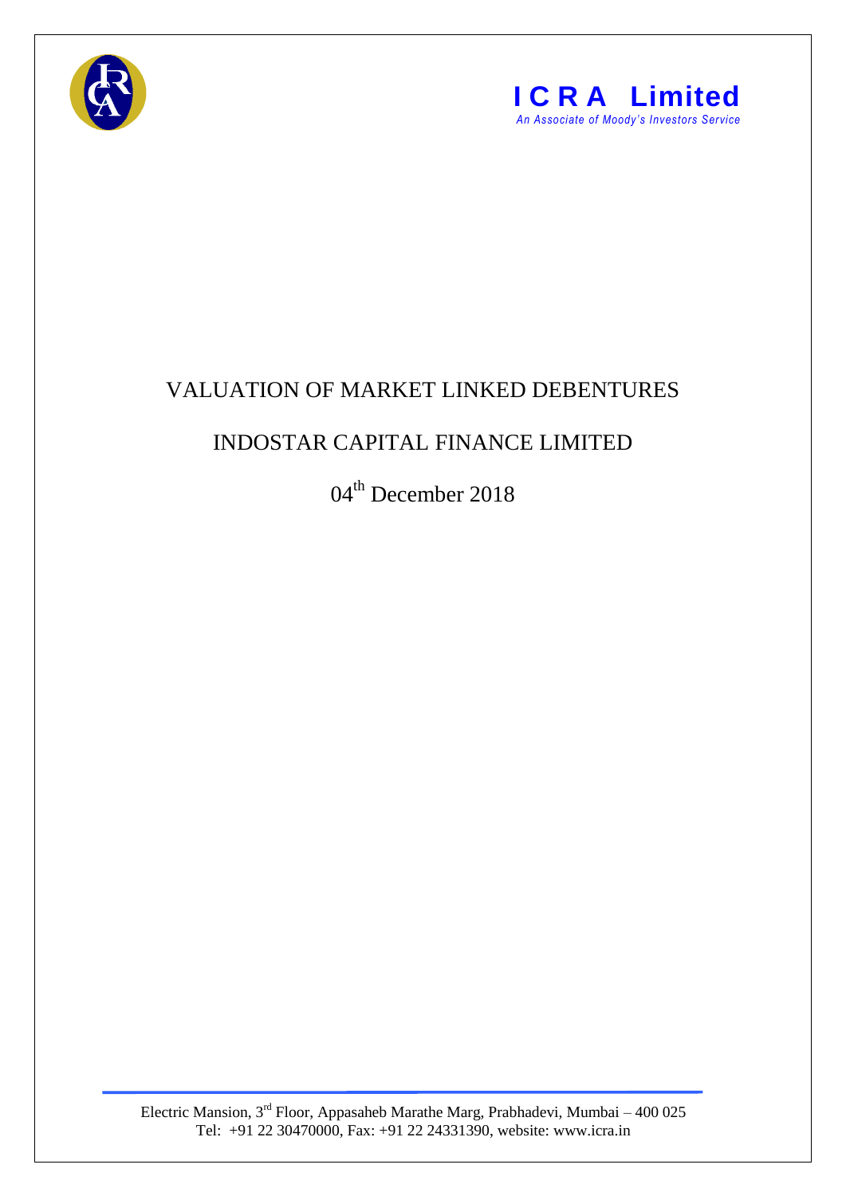**I C R A Limited**
*An Associate of Moody's Investors Service*

# VALUATION OF MARKET LINKED DEBENTURES

## INDOSTAR CAPITAL FINANCE LIMITED

04th December 2018

Electric Mansion, 3rd Floor, Appasaheb Marathe Marg, Prabhadevi, Mumbai – 400 025
Tel: +91 22 30470000, Fax: +91 22 24331390, website: www.icra.in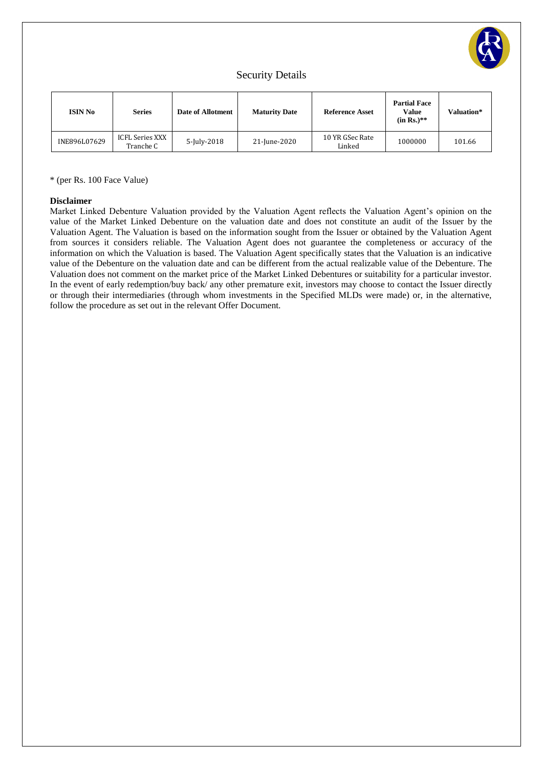## Security Details

| ISIN No | Series | Date of Allotment | Maturity Date | Reference Asset | Partial Face Value (in Rs.)** | Valuation* |
|---|---|---|---|---|---|---|
| INE896L07629 | ICFL Series XXX Tranche C | 5-July-2018 | 21-June-2020 | 10 YR GSec Rate Linked | 1000000 | 101.66 |

* (per Rs. 100 Face Value)

**Disclaimer**

Market Linked Debenture Valuation provided by the Valuation Agent reflects the Valuation Agent's opinion on the value of the Market Linked Debenture on the valuation date and does not constitute an audit of the Issuer by the Valuation Agent. The Valuation is based on the information sought from the Issuer or obtained by the Valuation Agent from sources it considers reliable. The Valuation Agent does not guarantee the completeness or accuracy of the information on which the Valuation is based. The Valuation Agent specifically states that the Valuation is an indicative value of the Debenture on the valuation date and can be different from the actual realizable value of the Debenture. The Valuation does not comment on the market price of the Market Linked Debentures or suitability for a particular investor. In the event of early redemption/buy back/ any other premature exit, investors may choose to contact the Issuer directly or through their intermediaries (through whom investments in the Specified MLDs were made) or, in the alternative, follow the procedure as set out in the relevant Offer Document.